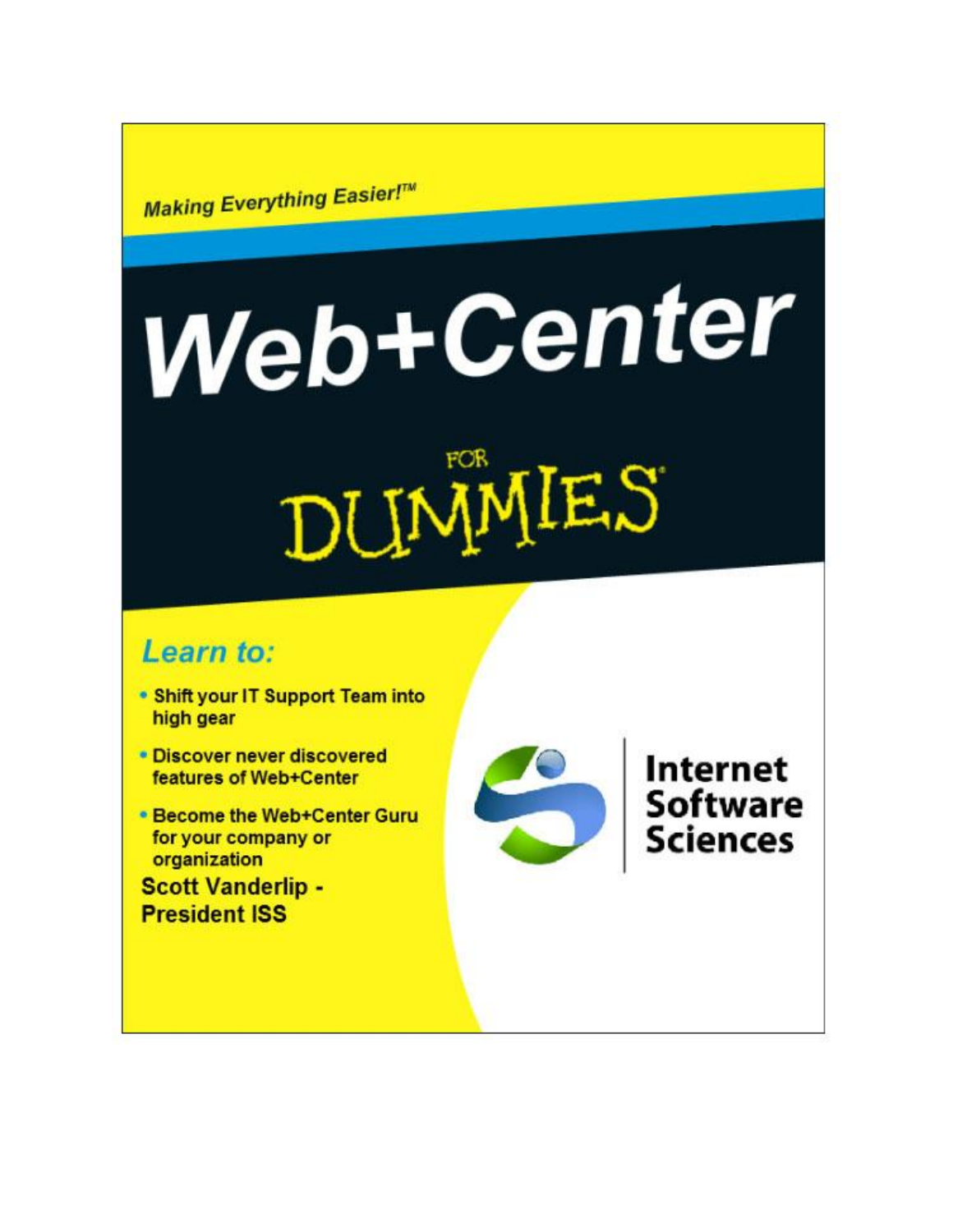*Making Everything Easier!™*

# Web+Center

## FOR DUMMIES®

### *Learn to:*

- Shift your IT Support Team into high gear
- Discover never discovered features of Web+Center
- Become the Web+Center Guru for your company or organization

**Scott Vanderlip - President ISS**

Internet Software Sciences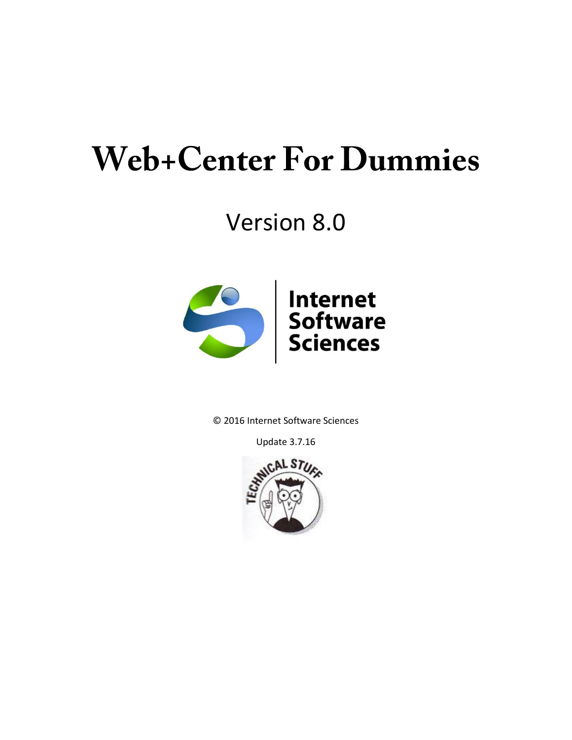# Web+Center For Dummies

## Version 8.0

Internet Software Sciences

© 2016 Internet Software Sciences

Update 3.7.16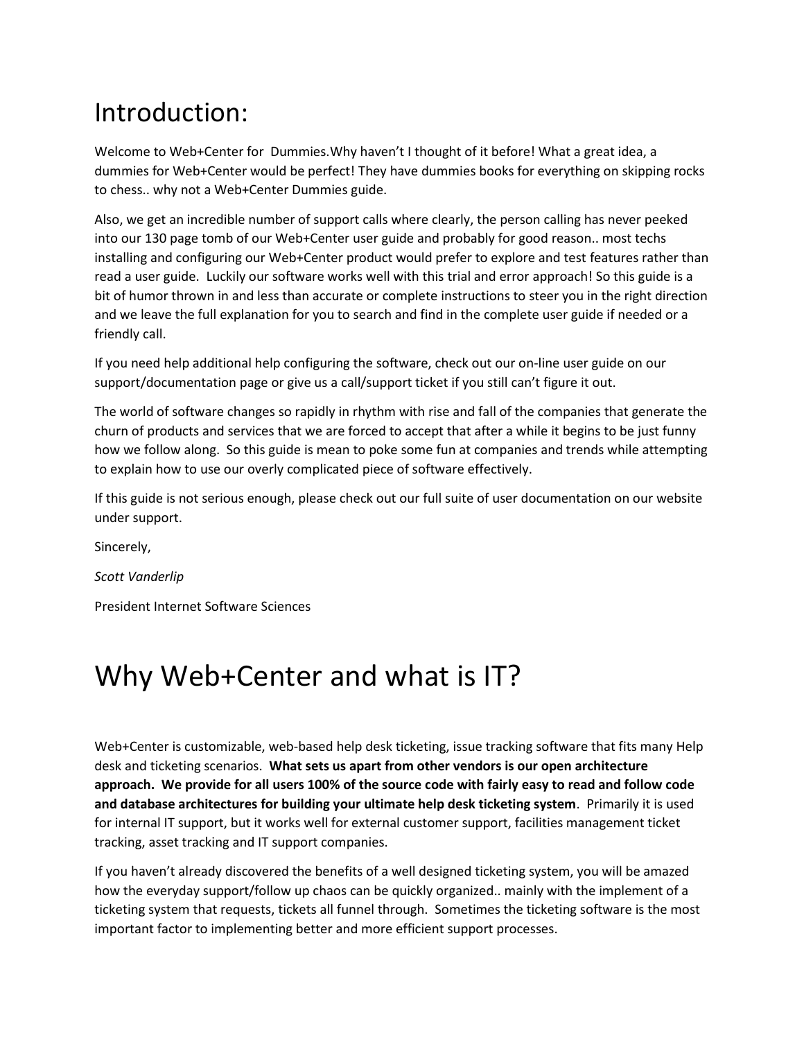# Introduction:

Welcome to Web+Center for Dummies.Why haven't I thought of it before! What a great idea, a dummies for Web+Center would be perfect! They have dummies books for everything on skipping rocks to chess.. why not a Web+Center Dummies guide.

Also, we get an incredible number of support calls where clearly, the person calling has never peeked into our 130 page tomb of our Web+Center user guide and probably for good reason.. most techs installing and configuring our Web+Center product would prefer to explore and test features rather than read a user guide. Luckily our software works well with this trial and error approach! So this guide is a bit of humor thrown in and less than accurate or complete instructions to steer you in the right direction and we leave the full explanation for you to search and find in the complete user guide if needed or a friendly call.

If you need help additional help configuring the software, check out our on-line user guide on our support/documentation page or give us a call/support ticket if you still can't figure it out.

The world of software changes so rapidly in rhythm with rise and fall of the companies that generate the churn of products and services that we are forced to accept that after a while it begins to be just funny how we follow along. So this guide is mean to poke some fun at companies and trends while attempting to explain how to use our overly complicated piece of software effectively.

If this guide is not serious enough, please check out our full suite of user documentation on our website under support.

Sincerely,

*Scott Vanderlip*

President Internet Software Sciences

# Why Web+Center and what is IT?

Web+Center is customizable, web-based help desk ticketing, issue tracking software that fits many Help desk and ticketing scenarios. **What sets us apart from other vendors is our open architecture approach. We provide for all users 100% of the source code with fairly easy to read and follow code and database architectures for building your ultimate help desk ticketing system**. Primarily it is used for internal IT support, but it works well for external customer support, facilities management ticket tracking, asset tracking and IT support companies.

If you haven't already discovered the benefits of a well designed ticketing system, you will be amazed how the everyday support/follow up chaos can be quickly organized.. mainly with the implement of a ticketing system that requests, tickets all funnel through. Sometimes the ticketing software is the most important factor to implementing better and more efficient support processes.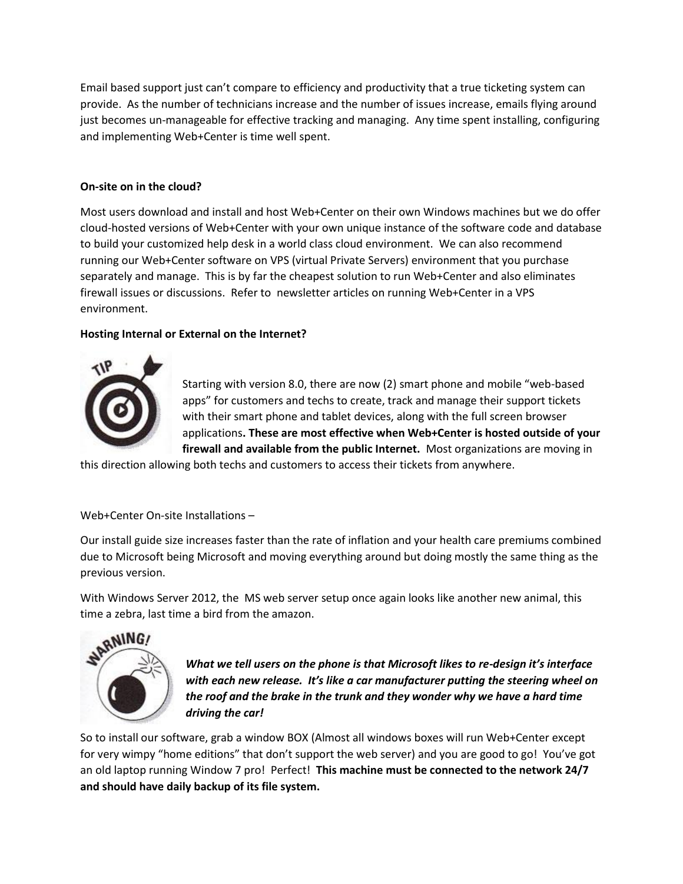Email based support just can't compare to efficiency and productivity that a true ticketing system can provide. As the number of technicians increase and the number of issues increase, emails flying around just becomes un-manageable for effective tracking and managing. Any time spent installing, configuring and implementing Web+Center is time well spent.

**On-site on in the cloud?**

Most users download and install and host Web+Center on their own Windows machines but we do offer cloud-hosted versions of Web+Center with your own unique instance of the software code and database to build your customized help desk in a world class cloud environment. We can also recommend running our Web+Center software on VPS (virtual Private Servers) environment that you purchase separately and manage. This is by far the cheapest solution to run Web+Center and also eliminates firewall issues or discussions. Refer to newsletter articles on running Web+Center in a VPS environment.

**Hosting Internal or External on the Internet?**

TIP

Starting with version 8.0, there are now (2) smart phone and mobile "web-based apps" for customers and techs to create, track and manage their support tickets with their smart phone and tablet devices, along with the full screen browser applications**. These are most effective when Web+Center is hosted outside of your firewall and available from the public Internet.** Most organizations are moving in this direction allowing both techs and customers to access their tickets from anywhere.

Web+Center On-site Installations –

Our install guide size increases faster than the rate of inflation and your health care premiums combined due to Microsoft being Microsoft and moving everything around but doing mostly the same thing as the previous version.

With Windows Server 2012, the MS web server setup once again looks like another new animal, this time a zebra, last time a bird from the amazon.

WARNING!

***What we tell users on the phone is that Microsoft likes to re-design it's interface with each new release. It's like a car manufacturer putting the steering wheel on the roof and the brake in the trunk and they wonder why we have a hard time driving the car!***

So to install our software, grab a window BOX (Almost all windows boxes will run Web+Center except for very wimpy "home editions" that don't support the web server) and you are good to go! You've got an old laptop running Window 7 pro! Perfect! **This machine must be connected to the network 24/7 and should have daily backup of its file system.**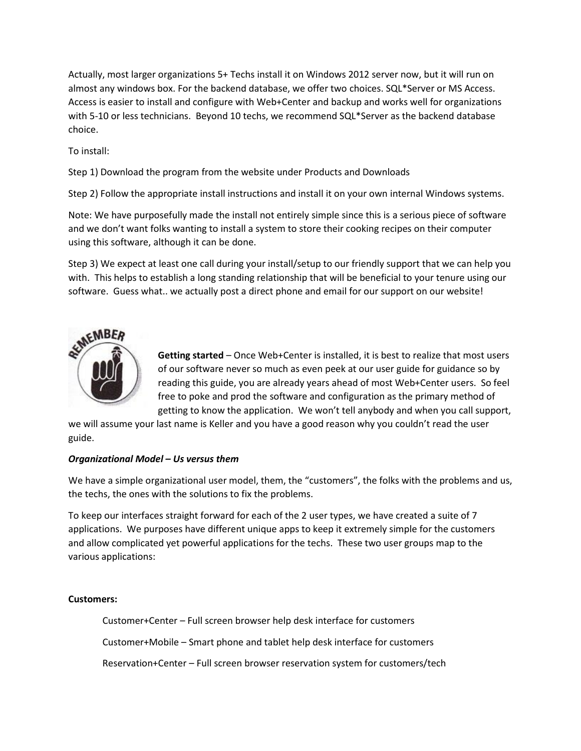Actually, most larger organizations 5+ Techs install it on Windows 2012 server now, but it will run on almost any windows box. For the backend database, we offer two choices. SQL*Server or MS Access. Access is easier to install and configure with Web+Center and backup and works well for organizations with 5-10 or less technicians. Beyond 10 techs, we recommend SQL*Server as the backend database choice.

To install:

Step 1) Download the program from the website under Products and Downloads

Step 2) Follow the appropriate install instructions and install it on your own internal Windows systems.

Note: We have purposefully made the install not entirely simple since this is a serious piece of software and we don't want folks wanting to install a system to store their cooking recipes on their computer using this software, although it can be done.

Step 3) We expect at least one call during your install/setup to our friendly support that we can help you with. This helps to establish a long standing relationship that will be beneficial to your tenure using our software. Guess what.. we actually post a direct phone and email for our support on our website!

**Getting started** – Once Web+Center is installed, it is best to realize that most users of our software never so much as even peek at our user guide for guidance so by reading this guide, you are already years ahead of most Web+Center users. So feel free to poke and prod the software and configuration as the primary method of getting to know the application. We won't tell anybody and when you call support, we will assume your last name is Keller and you have a good reason why you couldn't read the user guide.

***Organizational Model – Us versus them***

We have a simple organizational user model, them, the "customers", the folks with the problems and us, the techs, the ones with the solutions to fix the problems.

To keep our interfaces straight forward for each of the 2 user types, we have created a suite of 7 applications. We purposes have different unique apps to keep it extremely simple for the customers and allow complicated yet powerful applications for the techs. These two user groups map to the various applications:

**Customers:**

- Customer+Center – Full screen browser help desk interface for customers
- Customer+Mobile – Smart phone and tablet help desk interface for customers
- Reservation+Center – Full screen browser reservation system for customers/tech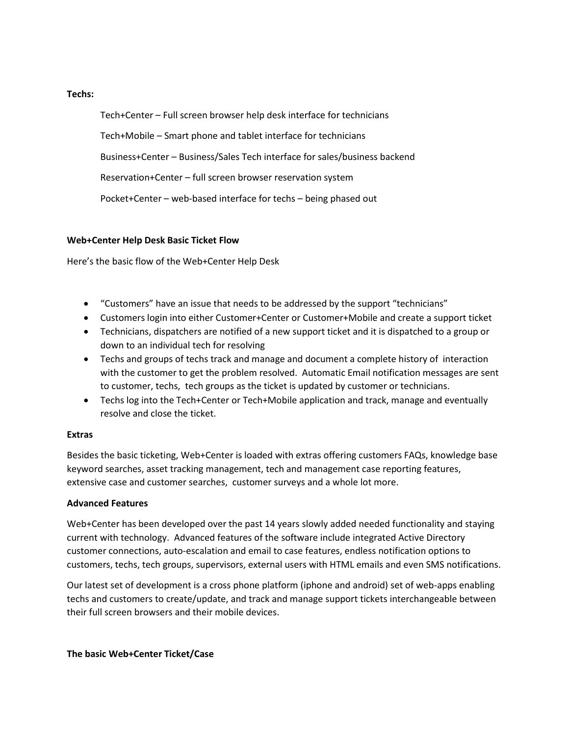**Techs:**

Tech+Center – Full screen browser help desk interface for technicians

Tech+Mobile – Smart phone and tablet interface for technicians

Business+Center – Business/Sales Tech interface for sales/business backend

Reservation+Center – full screen browser reservation system

Pocket+Center – web-based interface for techs – being phased out

**Web+Center Help Desk Basic Ticket Flow**

Here's the basic flow of the Web+Center Help Desk

- "Customers" have an issue that needs to be addressed by the support "technicians"
- Customers login into either Customer+Center or Customer+Mobile and create a support ticket
- Technicians, dispatchers are notified of a new support ticket and it is dispatched to a group or down to an individual tech for resolving
- Techs and groups of techs track and manage and document a complete history of interaction with the customer to get the problem resolved. Automatic Email notification messages are sent to customer, techs, tech groups as the ticket is updated by customer or technicians.
- Techs log into the Tech+Center or Tech+Mobile application and track, manage and eventually resolve and close the ticket.

**Extras**

Besides the basic ticketing, Web+Center is loaded with extras offering customers FAQs, knowledge base keyword searches, asset tracking management, tech and management case reporting features, extensive case and customer searches, customer surveys and a whole lot more.

**Advanced Features**

Web+Center has been developed over the past 14 years slowly added needed functionality and staying current with technology. Advanced features of the software include integrated Active Directory customer connections, auto-escalation and email to case features, endless notification options to customers, techs, tech groups, supervisors, external users with HTML emails and even SMS notifications.

Our latest set of development is a cross phone platform (iphone and android) set of web-apps enabling techs and customers to create/update, and track and manage support tickets interchangeable between their full screen browsers and their mobile devices.

**The basic Web+Center Ticket/Case**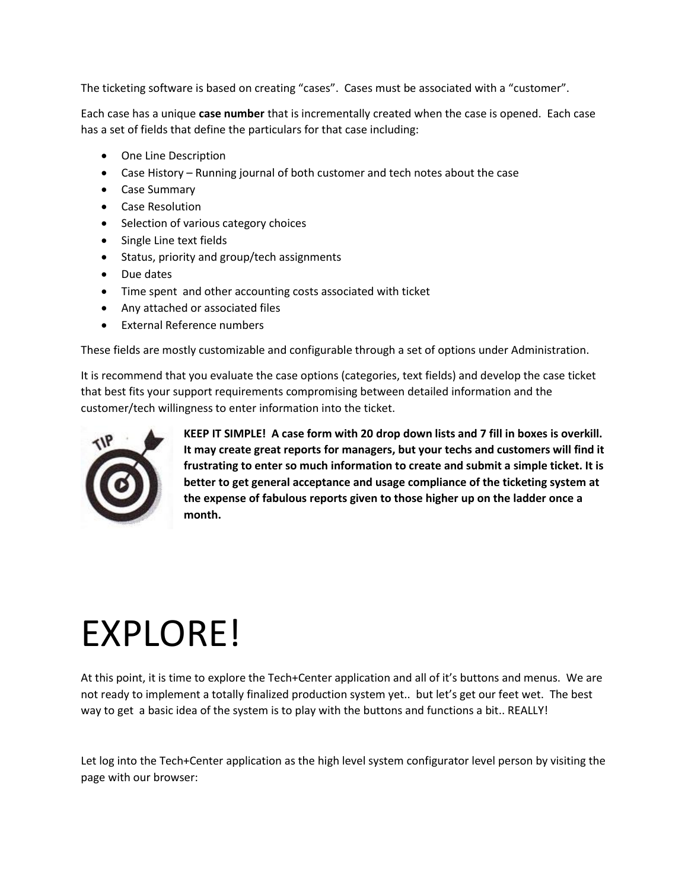The ticketing software is based on creating "cases". Cases must be associated with a "customer".

Each case has a unique **case number** that is incrementally created when the case is opened. Each case has a set of fields that define the particulars for that case including:

- One Line Description
- Case History – Running journal of both customer and tech notes about the case
- Case Summary
- Case Resolution
- Selection of various category choices
- Single Line text fields
- Status, priority and group/tech assignments
- Due dates
- Time spent and other accounting costs associated with ticket
- Any attached or associated files
- External Reference numbers

These fields are mostly customizable and configurable through a set of options under Administration.

It is recommend that you evaluate the case options (categories, text fields) and develop the case ticket that best fits your support requirements compromising between detailed information and the customer/tech willingness to enter information into the ticket.

**KEEP IT SIMPLE! A case form with 20 drop down lists and 7 fill in boxes is overkill. It may create great reports for managers, but your techs and customers will find it frustrating to enter so much information to create and submit a simple ticket. It is better to get general acceptance and usage compliance of the ticketing system at the expense of fabulous reports given to those higher up on the ladder once a month.**

# EXPLORE!

At this point, it is time to explore the Tech+Center application and all of it's buttons and menus. We are not ready to implement a totally finalized production system yet.. but let's get our feet wet. The best way to get a basic idea of the system is to play with the buttons and functions a bit.. REALLY!

Let log into the Tech+Center application as the high level system configurator level person by visiting the page with our browser: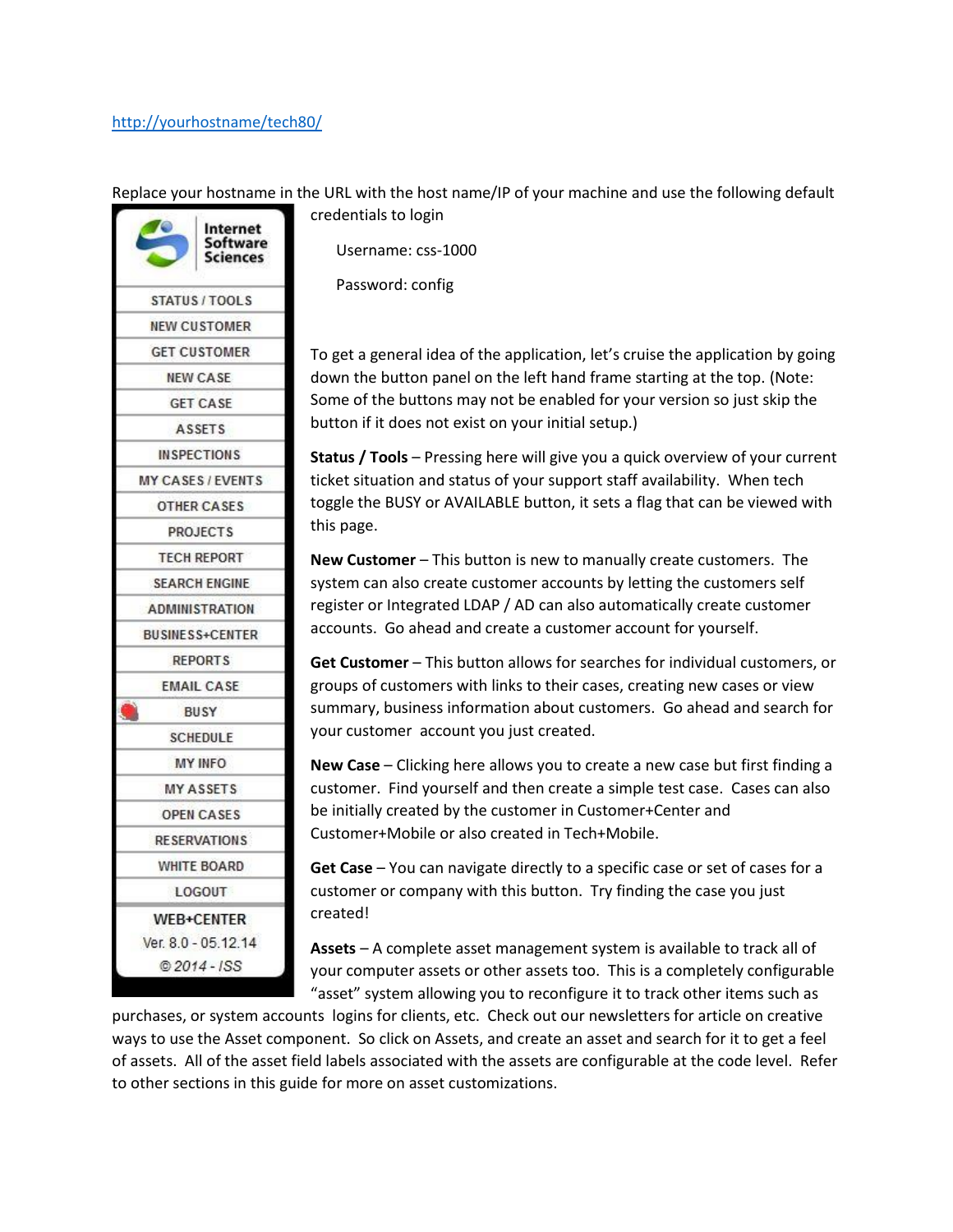http://yourhostname/tech80/

Replace your hostname in the URL with the host name/IP of your machine and use the following default credentials to login

Username: css-1000

Password: config

To get a general idea of the application, let's cruise the application by going down the button panel on the left hand frame starting at the top. (Note: Some of the buttons may not be enabled for your version so just skip the button if it does not exist on your initial setup.)

**Status / Tools** – Pressing here will give you a quick overview of your current ticket situation and status of your support staff availability. When tech toggle the BUSY or AVAILABLE button, it sets a flag that can be viewed with this page.

**New Customer** – This button is new to manually create customers. The system can also create customer accounts by letting the customers self register or Integrated LDAP / AD can also automatically create customer accounts. Go ahead and create a customer account for yourself.

**Get Customer** – This button allows for searches for individual customers, or groups of customers with links to their cases, creating new cases or view summary, business information about customers. Go ahead and search for your customer account you just created.

**New Case** – Clicking here allows you to create a new case but first finding a customer. Find yourself and then create a simple test case. Cases can also be initially created by the customer in Customer+Center and Customer+Mobile or also created in Tech+Mobile.

**Get Case** – You can navigate directly to a specific case or set of cases for a customer or company with this button. Try finding the case you just created!

**Assets** – A complete asset management system is available to track all of your computer assets or other assets too. This is a completely configurable "asset" system allowing you to reconfigure it to track other items such as purchases, or system accounts logins for clients, etc. Check out our newsletters for article on creative ways to use the Asset component. So click on Assets, and create an asset and search for it to get a feel of assets. All of the asset field labels associated with the assets are configurable at the code level. Refer to other sections in this guide for more on asset customizations.

Internet Software Sciences

STATUS / TOOLS
NEW CUSTOMER
GET CUSTOMER
NEW CASE
GET CASE
ASSETS
INSPECTIONS
MY CASES / EVENTS
OTHER CASES
PROJECTS
TECH REPORT
SEARCH ENGINE
ADMINISTRATION
BUSINESS+CENTER
REPORTS
EMAIL CASE
BUSY
SCHEDULE
MY INFO
MY ASSETS
OPEN CASES
RESERVATIONS
WHITE BOARD
LOGOUT

WEB+CENTER
Ver. 8.0 - 05.12.14
© 2014 - ISS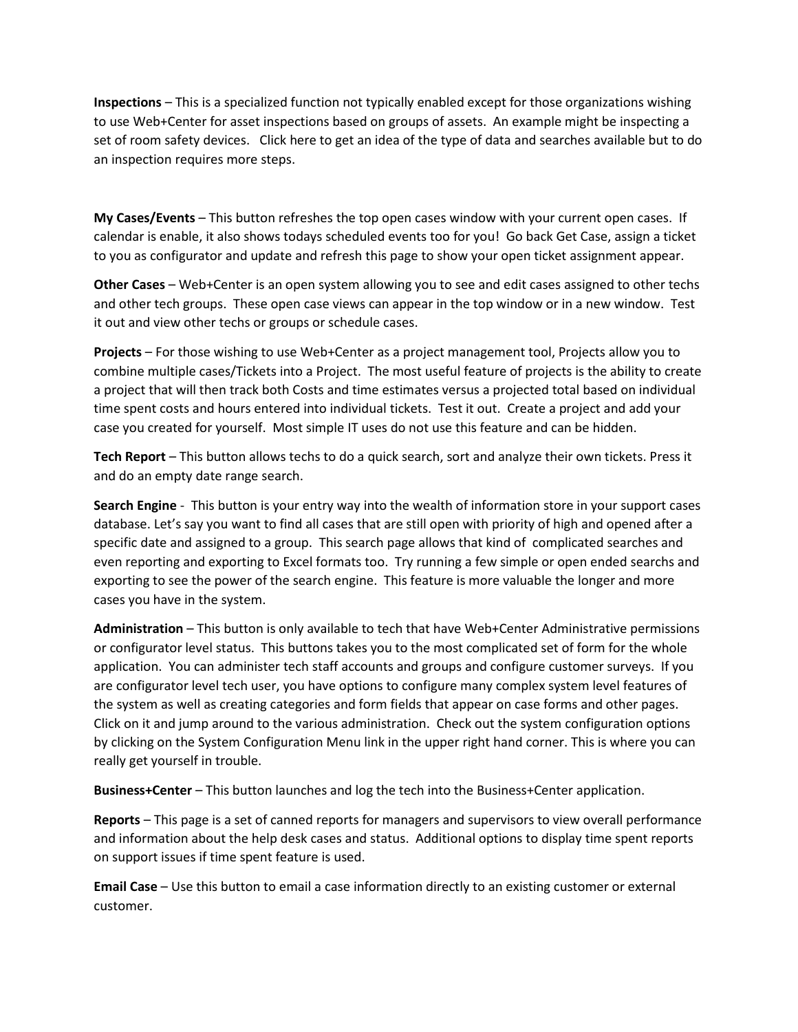**Inspections** – This is a specialized function not typically enabled except for those organizations wishing to use Web+Center for asset inspections based on groups of assets. An example might be inspecting a set of room safety devices. Click here to get an idea of the type of data and searches available but to do an inspection requires more steps.

**My Cases/Events** – This button refreshes the top open cases window with your current open cases. If calendar is enable, it also shows todays scheduled events too for you! Go back Get Case, assign a ticket to you as configurator and update and refresh this page to show your open ticket assignment appear.

**Other Cases** – Web+Center is an open system allowing you to see and edit cases assigned to other techs and other tech groups. These open case views can appear in the top window or in a new window. Test it out and view other techs or groups or schedule cases.

**Projects** – For those wishing to use Web+Center as a project management tool, Projects allow you to combine multiple cases/Tickets into a Project. The most useful feature of projects is the ability to create a project that will then track both Costs and time estimates versus a projected total based on individual time spent costs and hours entered into individual tickets. Test it out. Create a project and add your case you created for yourself. Most simple IT uses do not use this feature and can be hidden.

**Tech Report** – This button allows techs to do a quick search, sort and analyze their own tickets. Press it and do an empty date range search.

**Search Engine** - This button is your entry way into the wealth of information store in your support cases database. Let's say you want to find all cases that are still open with priority of high and opened after a specific date and assigned to a group. This search page allows that kind of complicated searches and even reporting and exporting to Excel formats too. Try running a few simple or open ended searchs and exporting to see the power of the search engine. This feature is more valuable the longer and more cases you have in the system.

**Administration** – This button is only available to tech that have Web+Center Administrative permissions or configurator level status. This buttons takes you to the most complicated set of form for the whole application. You can administer tech staff accounts and groups and configure customer surveys. If you are configurator level tech user, you have options to configure many complex system level features of the system as well as creating categories and form fields that appear on case forms and other pages. Click on it and jump around to the various administration. Check out the system configuration options by clicking on the System Configuration Menu link in the upper right hand corner. This is where you can really get yourself in trouble.

**Business+Center** – This button launches and log the tech into the Business+Center application.

**Reports** – This page is a set of canned reports for managers and supervisors to view overall performance and information about the help desk cases and status. Additional options to display time spent reports on support issues if time spent feature is used.

**Email Case** – Use this button to email a case information directly to an existing customer or external customer.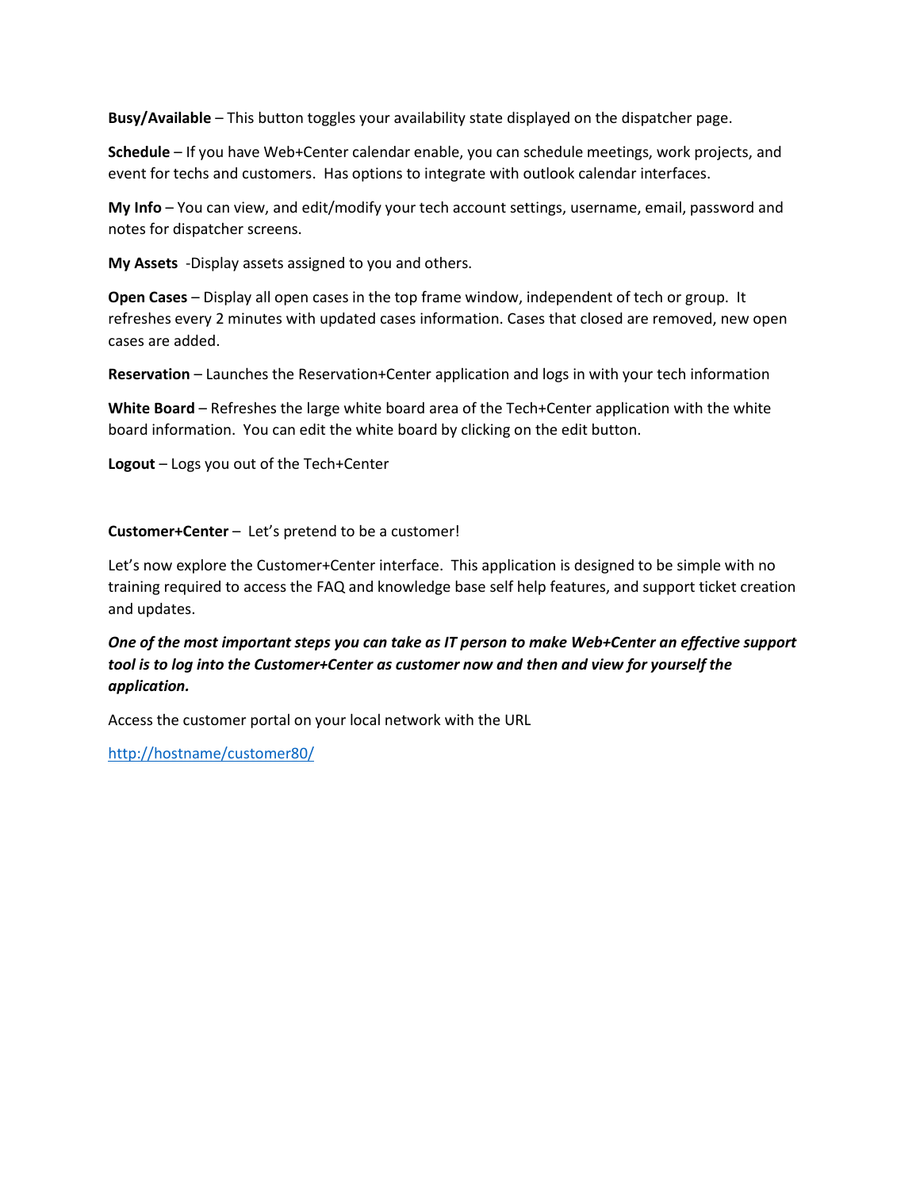**Busy/Available** – This button toggles your availability state displayed on the dispatcher page.

**Schedule** – If you have Web+Center calendar enable, you can schedule meetings, work projects, and event for techs and customers. Has options to integrate with outlook calendar interfaces.

**My Info** – You can view, and edit/modify your tech account settings, username, email, password and notes for dispatcher screens.

**My Assets** -Display assets assigned to you and others.

**Open Cases** – Display all open cases in the top frame window, independent of tech or group. It refreshes every 2 minutes with updated cases information. Cases that closed are removed, new open cases are added.

**Reservation** – Launches the Reservation+Center application and logs in with your tech information

**White Board** – Refreshes the large white board area of the Tech+Center application with the white board information. You can edit the white board by clicking on the edit button.

**Logout** – Logs you out of the Tech+Center

**Customer+Center** – Let's pretend to be a customer!

Let's now explore the Customer+Center interface. This application is designed to be simple with no training required to access the FAQ and knowledge base self help features, and support ticket creation and updates.

***One of the most important steps you can take as IT person to make Web+Center an effective support tool is to log into the Customer+Center as customer now and then and view for yourself the application.***

Access the customer portal on your local network with the URL

http://hostname/customer80/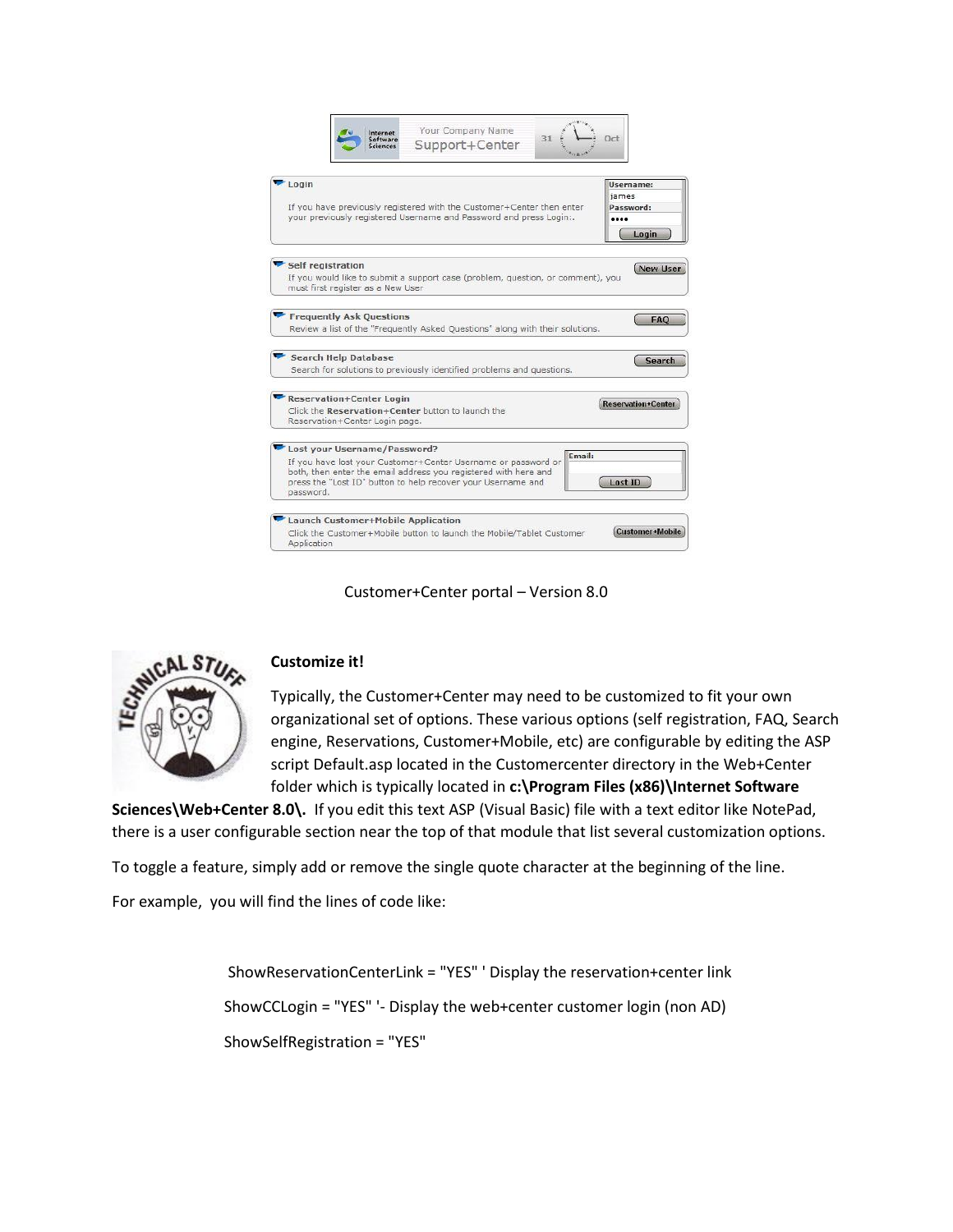Customer+Center portal – Version 8.0

**Customize it!**

Typically, the Customer+Center may need to be customized to fit your own organizational set of options. These various options (self registration, FAQ, Search engine, Reservations, Customer+Mobile, etc) are configurable by editing the ASP script Default.asp located in the Customercenter directory in the Web+Center folder which is typically located in **c:\Program Files (x86)\Internet Software Sciences\Web+Center 8.0\**. If you edit this text ASP (Visual Basic) file with a text editor like NotePad, there is a user configurable section near the top of that module that list several customization options.

To toggle a feature, simply add or remove the single quote character at the beginning of the line.

For example, you will find the lines of code like:

```
ShowReservationCenterLink = "YES" ' Display the reservation+center link
ShowCCLogin = "YES" '- Display the web+center customer login (non AD)
ShowSelfRegistration = "YES"
```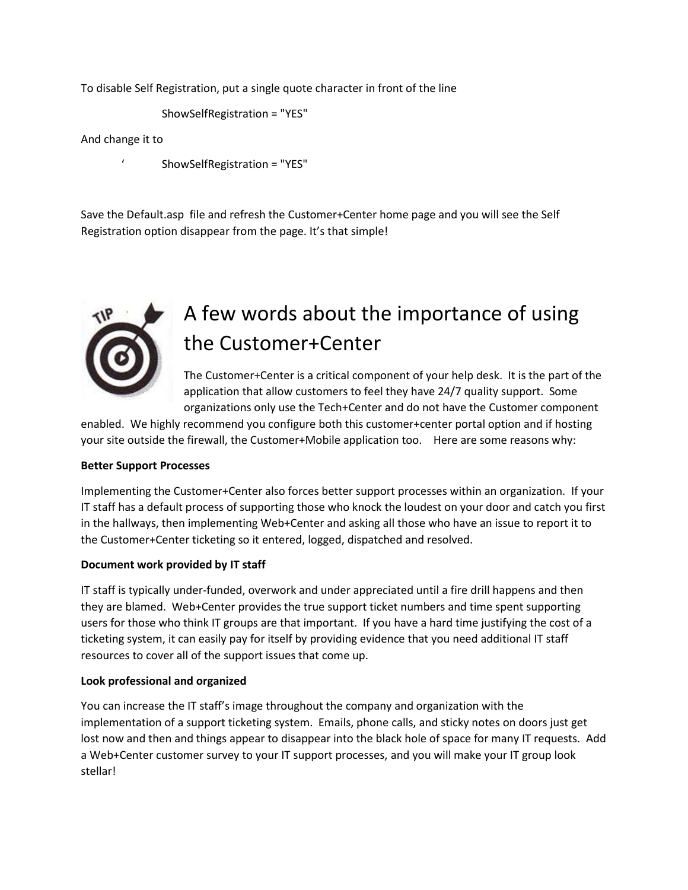To disable Self Registration, put a single quote character in front of the line

```
ShowSelfRegistration = "YES"
```

And change it to

```
'       ShowSelfRegistration = "YES"
```

Save the Default.asp file and refresh the Customer+Center home page and you will see the Self Registration option disappear from the page. It's that simple!

## A few words about the importance of using the Customer+Center

The Customer+Center is a critical component of your help desk. It is the part of the application that allow customers to feel they have 24/7 quality support. Some organizations only use the Tech+Center and do not have the Customer component enabled. We highly recommend you configure both this customer+center portal option and if hosting your site outside the firewall, the Customer+Mobile application too. Here are some reasons why:

**Better Support Processes**

Implementing the Customer+Center also forces better support processes within an organization. If your IT staff has a default process of supporting those who knock the loudest on your door and catch you first in the hallways, then implementing Web+Center and asking all those who have an issue to report it to the Customer+Center ticketing so it entered, logged, dispatched and resolved.

**Document work provided by IT staff**

IT staff is typically under-funded, overwork and under appreciated until a fire drill happens and then they are blamed. Web+Center provides the true support ticket numbers and time spent supporting users for those who think IT groups are that important. If you have a hard time justifying the cost of a ticketing system, it can easily pay for itself by providing evidence that you need additional IT staff resources to cover all of the support issues that come up.

**Look professional and organized**

You can increase the IT staff's image throughout the company and organization with the implementation of a support ticketing system. Emails, phone calls, and sticky notes on doors just get lost now and then and things appear to disappear into the black hole of space for many IT requests. Add a Web+Center customer survey to your IT support processes, and you will make your IT group look stellar!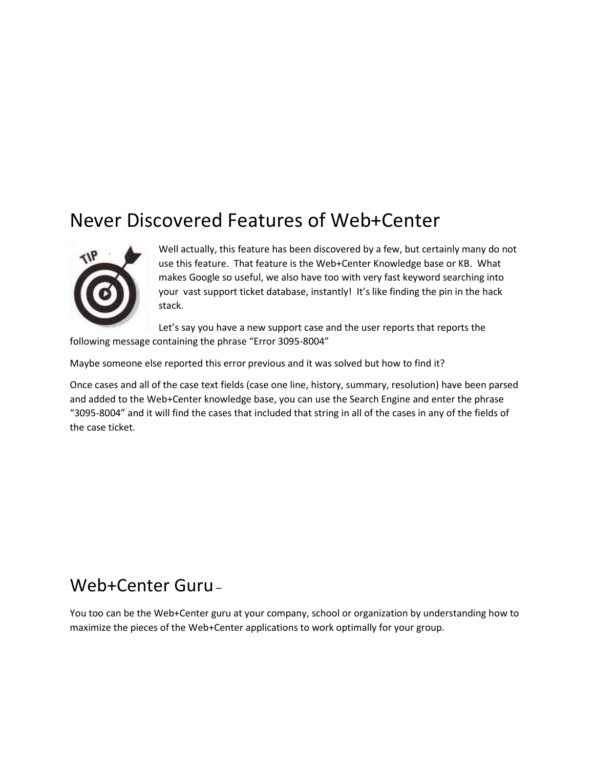# Never Discovered Features of Web+Center

Well actually, this feature has been discovered by a few, but certainly many do not use this feature. That feature is the Web+Center Knowledge base or KB. What makes Google so useful, we also have too with very fast keyword searching into your vast support ticket database, instantly! It's like finding the pin in the hack stack.

Let's say you have a new support case and the user reports that reports the following message containing the phrase "Error 3095-8004"

Maybe someone else reported this error previous and it was solved but how to find it?

Once cases and all of the case text fields (case one line, history, summary, resolution) have been parsed and added to the Web+Center knowledge base, you can use the Search Engine and enter the phrase "3095-8004" and it will find the cases that included that string in all of the cases in any of the fields of the case ticket.

# Web+Center Guru –

You too can be the Web+Center guru at your company, school or organization by understanding how to maximize the pieces of the Web+Center applications to work optimally for your group.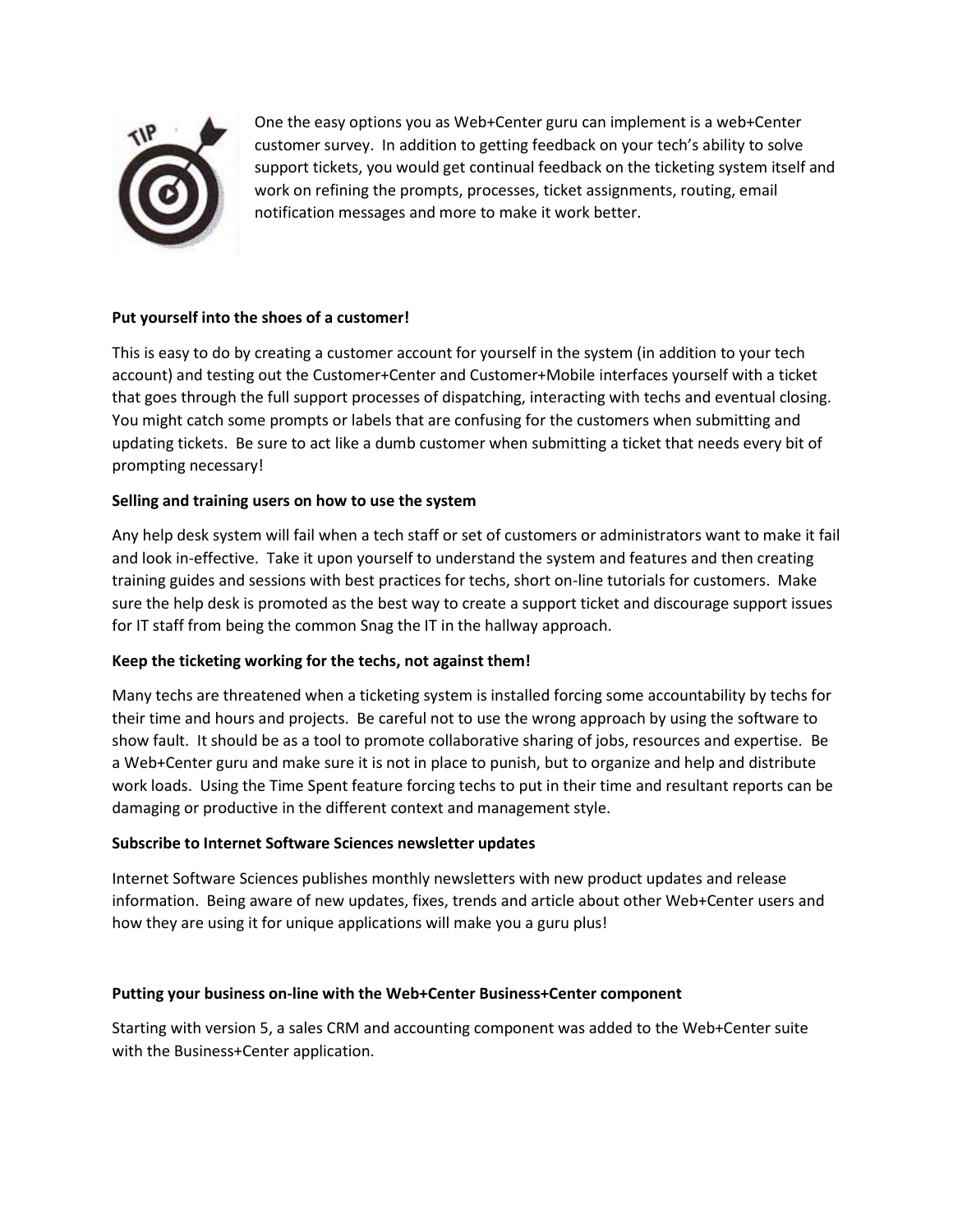One the easy options you as Web+Center guru can implement is a web+Center customer survey. In addition to getting feedback on your tech's ability to solve support tickets, you would get continual feedback on the ticketing system itself and work on refining the prompts, processes, ticket assignments, routing, email notification messages and more to make it work better.

**Put yourself into the shoes of a customer!**

This is easy to do by creating a customer account for yourself in the system (in addition to your tech account) and testing out the Customer+Center and Customer+Mobile interfaces yourself with a ticket that goes through the full support processes of dispatching, interacting with techs and eventual closing. You might catch some prompts or labels that are confusing for the customers when submitting and updating tickets. Be sure to act like a dumb customer when submitting a ticket that needs every bit of prompting necessary!

**Selling and training users on how to use the system**

Any help desk system will fail when a tech staff or set of customers or administrators want to make it fail and look in-effective. Take it upon yourself to understand the system and features and then creating training guides and sessions with best practices for techs, short on-line tutorials for customers. Make sure the help desk is promoted as the best way to create a support ticket and discourage support issues for IT staff from being the common Snag the IT in the hallway approach.

**Keep the ticketing working for the techs, not against them!**

Many techs are threatened when a ticketing system is installed forcing some accountability by techs for their time and hours and projects. Be careful not to use the wrong approach by using the software to show fault. It should be as a tool to promote collaborative sharing of jobs, resources and expertise. Be a Web+Center guru and make sure it is not in place to punish, but to organize and help and distribute work loads. Using the Time Spent feature forcing techs to put in their time and resultant reports can be damaging or productive in the different context and management style.

**Subscribe to Internet Software Sciences newsletter updates**

Internet Software Sciences publishes monthly newsletters with new product updates and release information. Being aware of new updates, fixes, trends and article about other Web+Center users and how they are using it for unique applications will make you a guru plus!

**Putting your business on-line with the Web+Center Business+Center component**

Starting with version 5, a sales CRM and accounting component was added to the Web+Center suite with the Business+Center application.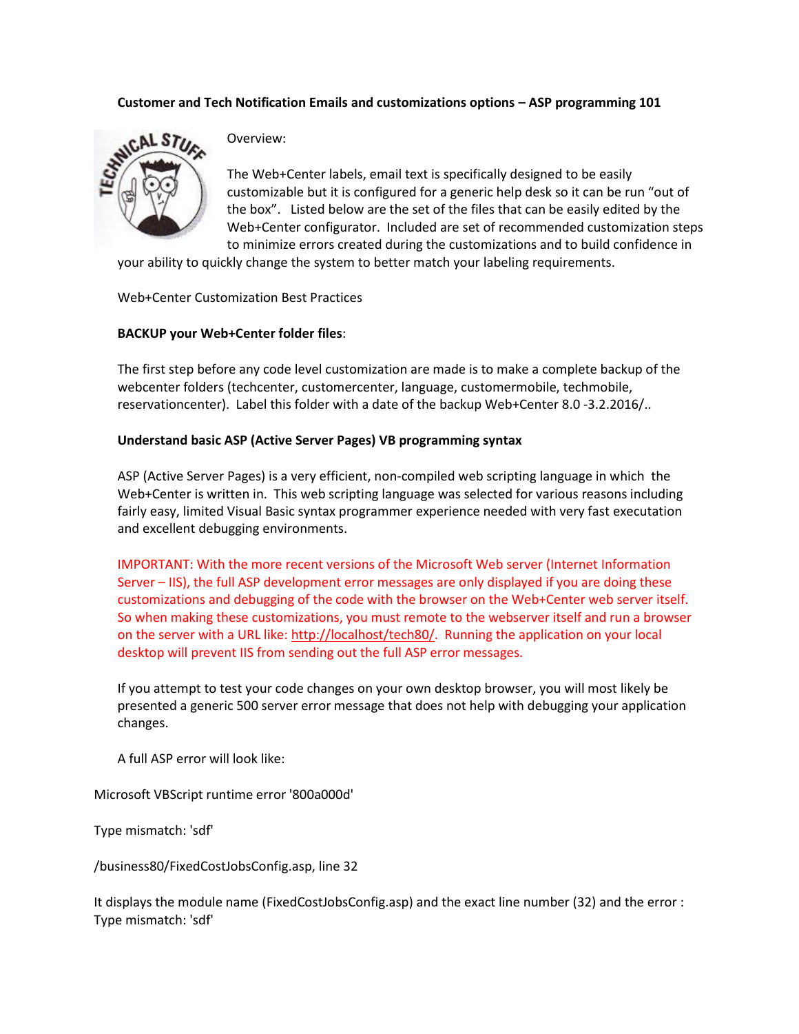**Customer and Tech Notification Emails and customizations options – ASP programming 101**

Overview:

The Web+Center labels, email text is specifically designed to be easily customizable but it is configured for a generic help desk so it can be run "out of the box". Listed below are the set of the files that can be easily edited by the Web+Center configurator. Included are set of recommended customization steps to minimize errors created during the customizations and to build confidence in your ability to quickly change the system to better match your labeling requirements.

Web+Center Customization Best Practices

**BACKUP your Web+Center folder files**:

The first step before any code level customization are made is to make a complete backup of the webcenter folders (techcenter, customercenter, language, customermobile, techmobile, reservationcenter). Label this folder with a date of the backup Web+Center 8.0 -3.2.2016/..

**Understand basic ASP (Active Server Pages) VB programming syntax**

ASP (Active Server Pages) is a very efficient, non-compiled web scripting language in which the Web+Center is written in. This web scripting language was selected for various reasons including fairly easy, limited Visual Basic syntax programmer experience needed with very fast executation and excellent debugging environments.

IMPORTANT: With the more recent versions of the Microsoft Web server (Internet Information Server – IIS), the full ASP development error messages are only displayed if you are doing these customizations and debugging of the code with the browser on the Web+Center web server itself. So when making these customizations, you must remote to the webserver itself and run a browser on the server with a URL like: http://localhost/tech80/. Running the application on your local desktop will prevent IIS from sending out the full ASP error messages.

If you attempt to test your code changes on your own desktop browser, you will most likely be presented a generic 500 server error message that does not help with debugging your application changes.

A full ASP error will look like:

Microsoft VBScript runtime error '800a000d'

Type mismatch: 'sdf'

/business80/FixedCostJobsConfig.asp, line 32

It displays the module name (FixedCostJobsConfig.asp) and the exact line number (32) and the error : Type mismatch: 'sdf'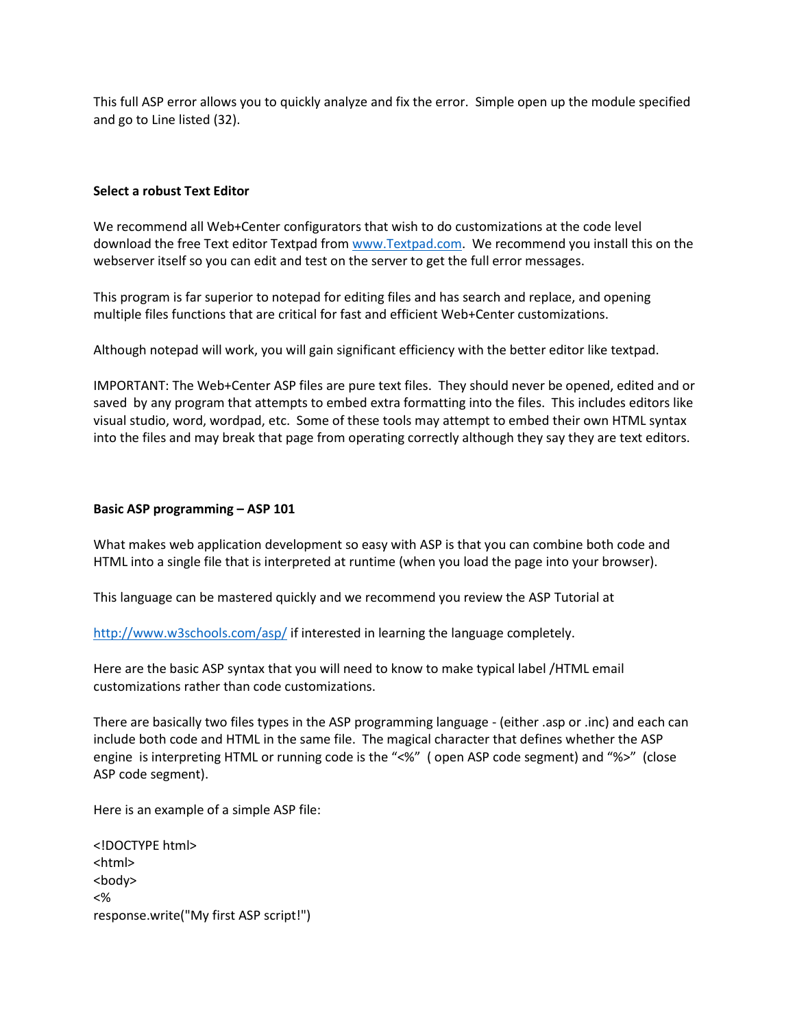This full ASP error allows you to quickly analyze and fix the error. Simple open up the module specified and go to Line listed (32).

**Select a robust Text Editor**

We recommend all Web+Center configurators that wish to do customizations at the code level download the free Text editor Textpad from [www.Textpad.com](http://www.Textpad.com). We recommend you install this on the webserver itself so you can edit and test on the server to get the full error messages.

This program is far superior to notepad for editing files and has search and replace, and opening multiple files functions that are critical for fast and efficient Web+Center customizations.

Although notepad will work, you will gain significant efficiency with the better editor like textpad.

IMPORTANT: The Web+Center ASP files are pure text files. They should never be opened, edited and or saved by any program that attempts to embed extra formatting into the files. This includes editors like visual studio, word, wordpad, etc. Some of these tools may attempt to embed their own HTML syntax into the files and may break that page from operating correctly although they say they are text editors.

**Basic ASP programming – ASP 101**

What makes web application development so easy with ASP is that you can combine both code and HTML into a single file that is interpreted at runtime (when you load the page into your browser).

This language can be mastered quickly and we recommend you review the ASP Tutorial at

[http://www.w3schools.com/asp/](http://www.w3schools.com/asp/) if interested in learning the language completely.

Here are the basic ASP syntax that you will need to know to make typical label /HTML email customizations rather than code customizations.

There are basically two files types in the ASP programming language - (either .asp or .inc) and each can include both code and HTML in the same file. The magical character that defines whether the ASP engine is interpreting HTML or running code is the “<%” ( open ASP code segment) and “%>” (close ASP code segment).

Here is an example of a simple ASP file:

```
<!DOCTYPE html>
<html>
<body>
<%
response.write("My first ASP script!")
```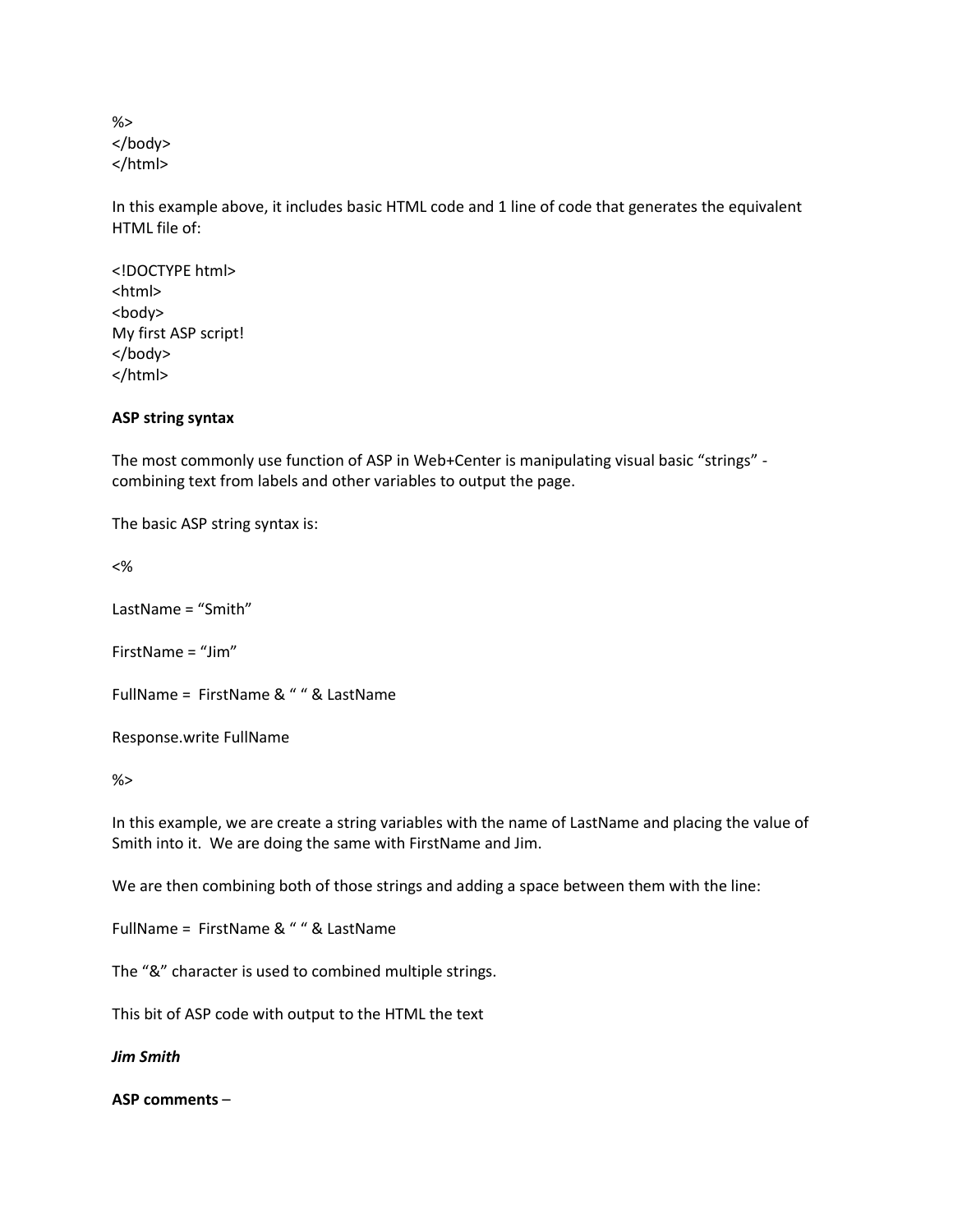```
%>
</body>
</html>
```

In this example above, it includes basic HTML code and 1 line of code that generates the equivalent HTML file of:

```
<!DOCTYPE html>
<html>
<body>
My first ASP script!
</body>
</html>
```

**ASP string syntax**

The most commonly use function of ASP in Web+Center is manipulating visual basic "strings" - combining text from labels and other variables to output the page.

The basic ASP string syntax is:

```
<%

LastName = "Smith"

FirstName = "Jim"

FullName =  FirstName & " " & LastName

Response.write FullName

%>
```

In this example, we are create a string variables with the name of LastName and placing the value of Smith into it.  We are doing the same with FirstName and Jim.

We are then combining both of those strings and adding a space between them with the line:

```
FullName =  FirstName & " " & LastName
```

The "&" character is used to combined multiple strings.

This bit of ASP code with output to the HTML the text

***Jim Smith***

**ASP comments** –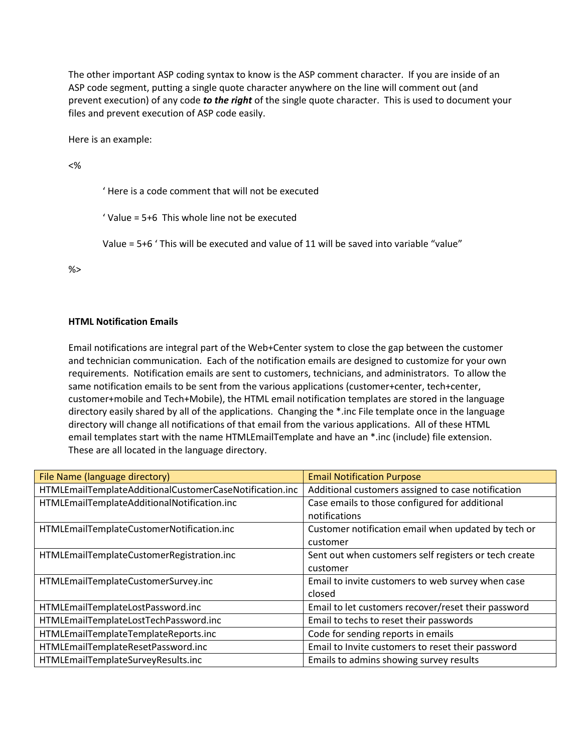The other important ASP coding syntax to know is the ASP comment character. If you are inside of an ASP code segment, putting a single quote character anywhere on the line will comment out (and prevent execution) of any code ***to the right*** of the single quote character. This is used to document your files and prevent execution of ASP code easily.

Here is an example:

```
<%

    ' Here is a code comment that will not be executed

    ' Value = 5+6  This whole line not be executed

    Value = 5+6 ' This will be executed and value of 11 will be saved into variable "value"

%>
```

**HTML Notification Emails**

Email notifications are integral part of the Web+Center system to close the gap between the customer and technician communication. Each of the notification emails are designed to customize for your own requirements. Notification emails are sent to customers, technicians, and administrators. To allow the same notification emails to be sent from the various applications (customer+center, tech+center, customer+mobile and Tech+Mobile), the HTML email notification templates are stored in the language directory easily shared by all of the applications. Changing the *.inc File template once in the language directory will change all notifications of that email from the various applications. All of these HTML email templates start with the name HTMLEmailTemplate and have an *.inc (include) file extension. These are all located in the language directory.

| File Name (language directory) | Email Notification Purpose |
|---|---|
| HTMLEmailTemplateAdditionalCustomerCaseNotification.inc | Additional customers assigned to case notification |
| HTMLEmailTemplateAdditionalNotification.inc | Case emails to those configured for additional notifications |
| HTMLEmailTemplateCustomerNotification.inc | Customer notification email when updated by tech or customer |
| HTMLEmailTemplateCustomerRegistration.inc | Sent out when customers self registers or tech create customer |
| HTMLEmailTemplateCustomerSurvey.inc | Email to invite customers to web survey when case closed |
| HTMLEmailTemplateLostPassword.inc | Email to let customers recover/reset their password |
| HTMLEmailTemplateLostTechPassword.inc | Email to techs to reset their passwords |
| HTMLEmailTemplateTemplateReports.inc | Code for sending reports in emails |
| HTMLEmailTemplateResetPassword.inc | Email to Invite customers to reset their password |
| HTMLEmailTemplateSurveyResults.inc | Emails to admins showing survey results |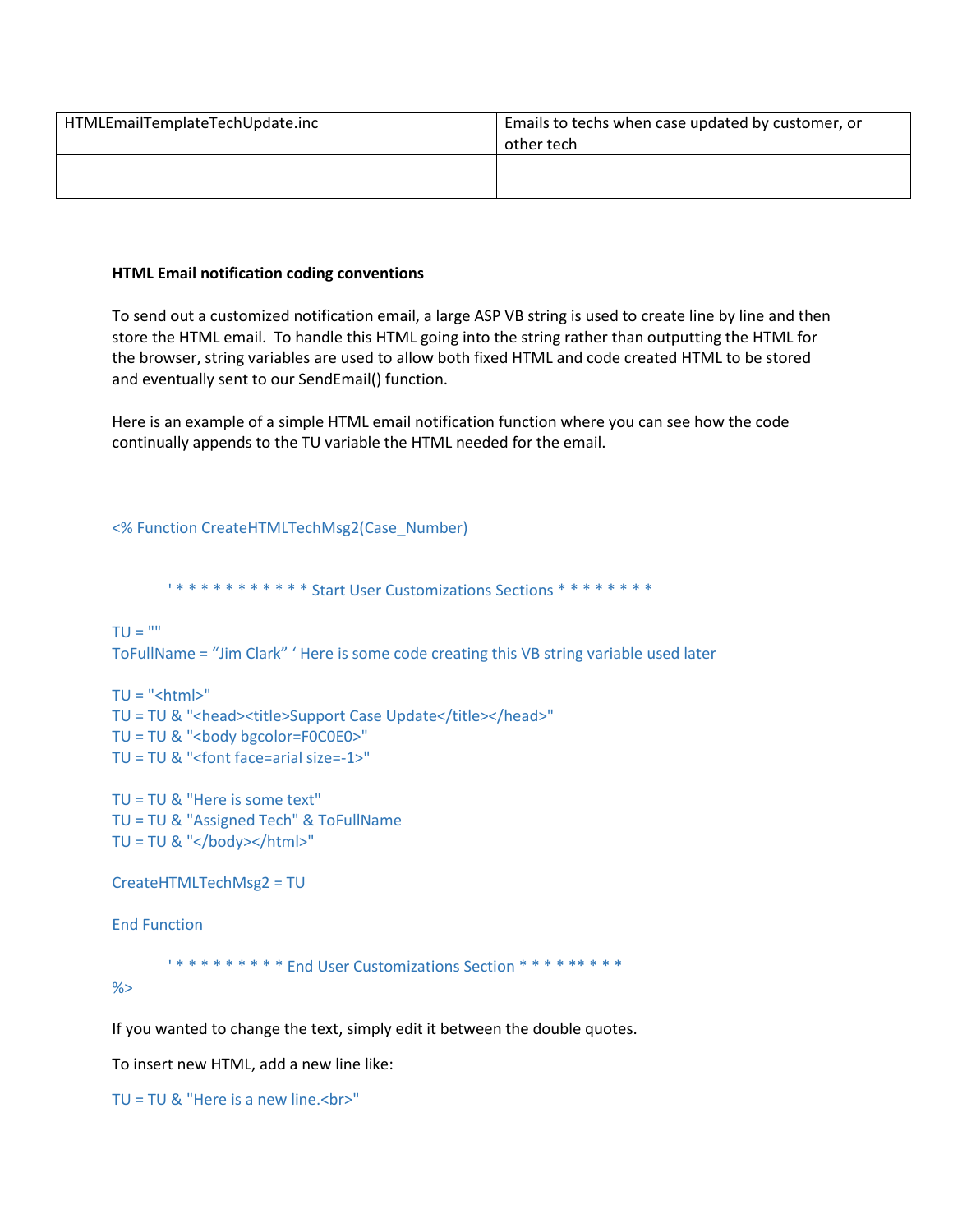| | |
|---|---|
| HTMLEmailTemplateTechUpdate.inc | Emails to techs when case updated by customer, or other tech |
| | |
| | |

**HTML Email notification coding conventions**

To send out a customized notification email, a large ASP VB string is used to create line by line and then store the HTML email. To handle this HTML going into the string rather than outputting the HTML for the browser, string variables are used to allow both fixed HTML and code created HTML to be stored and eventually sent to our SendEmail() function.

Here is an example of a simple HTML email notification function where you can see how the code continually appends to the TU variable the HTML needed for the email.

```
<% Function CreateHTMLTechMsg2(Case_Number)

        ' * * * * * * * * * * * Start User Customizations Sections * * * * * * * *

TU = ""
ToFullName = “Jim Clark” ‘ Here is some code creating this VB string variable used later

TU = "<html>"
TU = TU & "<head><title>Support Case Update</title></head>"
TU = TU & "<body bgcolor=F0C0E0>"
TU = TU & "<font face=arial size=-1>"

TU = TU & "Here is some text"
TU = TU & "Assigned Tech" & ToFullName
TU = TU & "</body></html>"

CreateHTMLTechMsg2 = TU

End Function

        ' * * * * * * * * * End User Customizations Section * * * * ** * * *
%>
```

If you wanted to change the text, simply edit it between the double quotes.

To insert new HTML, add a new line like:

```
TU = TU & "Here is a new line.<br>"
```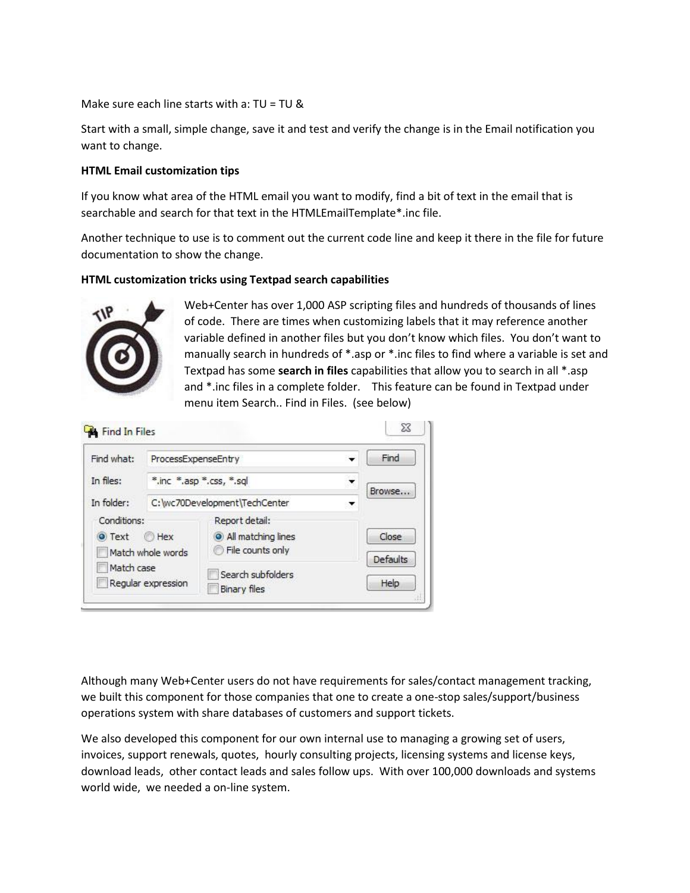Make sure each line starts with a: TU = TU &

Start with a small, simple change, save it and test and verify the change is in the Email notification you want to change.

**HTML Email customization tips**

If you know what area of the HTML email you want to modify, find a bit of text in the email that is searchable and search for that text in the HTMLEmailTemplate*.inc file.

Another technique to use is to comment out the current code line and keep it there in the file for future documentation to show the change.

**HTML customization tricks using Textpad search capabilities**

Web+Center has over 1,000 ASP scripting files and hundreds of thousands of lines of code. There are times when customizing labels that it may reference another variable defined in another files but you don't know which files. You don't want to manually search in hundreds of *.asp or *.inc files to find where a variable is set and Textpad has some **search in files** capabilities that allow you to search in all *.asp and *.inc files in a complete folder. This feature can be found in Textpad under menu item Search.. Find in Files. (see below)

Although many Web+Center users do not have requirements for sales/contact management tracking, we built this component for those companies that one to create a one-stop sales/support/business operations system with share databases of customers and support tickets.

We also developed this component for our own internal use to managing a growing set of users, invoices, support renewals, quotes, hourly consulting projects, licensing systems and license keys, download leads, other contact leads and sales follow ups. With over 100,000 downloads and systems world wide, we needed a on-line system.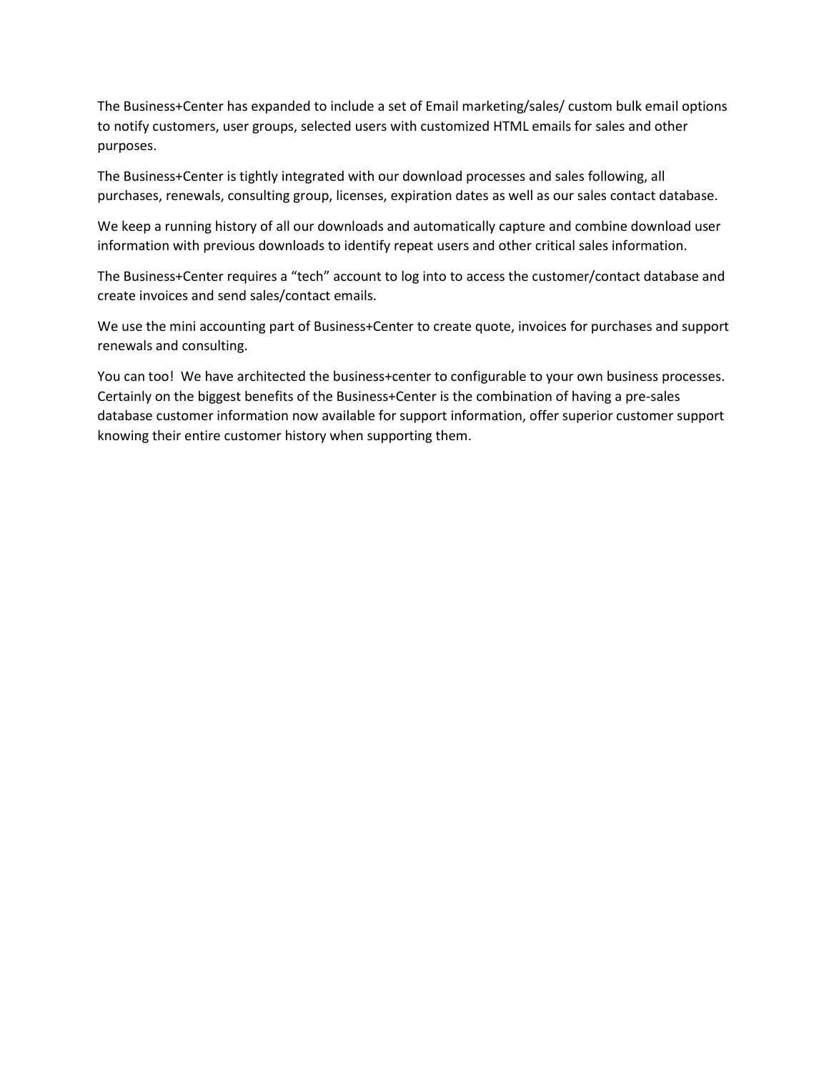The Business+Center has expanded to include a set of Email marketing/sales/ custom bulk email options to notify customers, user groups, selected users with customized HTML emails for sales and other purposes.

The Business+Center is tightly integrated with our download processes and sales following, all purchases, renewals, consulting group, licenses, expiration dates as well as our sales contact database.

We keep a running history of all our downloads and automatically capture and combine download user information with previous downloads to identify repeat users and other critical sales information.

The Business+Center requires a "tech" account to log into to access the customer/contact database and create invoices and send sales/contact emails.

We use the mini accounting part of Business+Center to create quote, invoices for purchases and support renewals and consulting.

You can too! We have architected the business+center to configurable to your own business processes. Certainly on the biggest benefits of the Business+Center is the combination of having a pre-sales database customer information now available for support information, offer superior customer support knowing their entire customer history when supporting them.